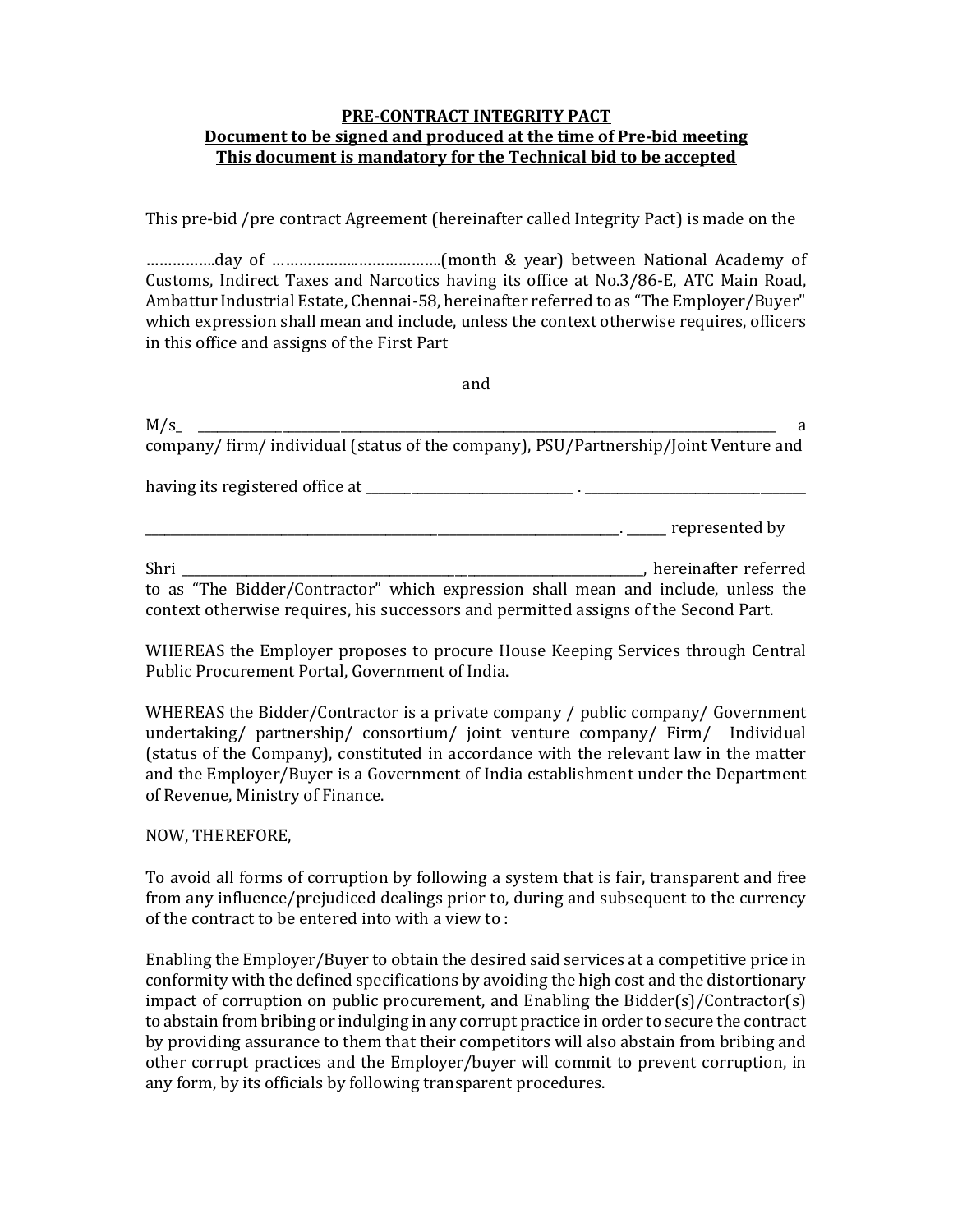**PRE-CONTRACT INTEGRITY PACT**

**Document to be signed and produced at the time of Pre-bid meeting**

**This document is mandatory for the Technical bid to be accepted**

This pre-bid /pre contract Agreement (hereinafter called Integrity Pact) is made on the

……………..day of ………………..………………..(month & year) between National Academy of Customs, Indirect Taxes and Narcotics having its office at No.3/86-E, ATC Main Road, Ambattur Industrial Estate, Chennai-58, hereinafter referred to as "The Employer/Buyer" which expression shall mean and include, unless the context otherwise requires, officers in this office and assigns of the First Part

and

M/s_ ________________________________________________________________________________________ a company/ firm/ individual (status of the company), PSU/Partnership/Joint Venture and

having its registered office at _______________________________ . _________________________________

_____________________________________________________________________________. ______ represented by

Shri ___________________________________________________________________________, hereinafter referred to as "The Bidder/Contractor" which expression shall mean and include, unless the context otherwise requires, his successors and permitted assigns of the Second Part.

WHEREAS the Employer proposes to procure House Keeping Services through Central Public Procurement Portal, Government of India.

WHEREAS the Bidder/Contractor is a private company / public company/ Government undertaking/ partnership/ consortium/ joint venture company/ Firm/ Individual (status of the Company), constituted in accordance with the relevant law in the matter and the Employer/Buyer is a Government of India establishment under the Department of Revenue, Ministry of Finance.

NOW, THEREFORE,

To avoid all forms of corruption by following a system that is fair, transparent and free from any influence/prejudiced dealings prior to, during and subsequent to the currency of the contract to be entered into with a view to :

Enabling the Employer/Buyer to obtain the desired said services at a competitive price in conformity with the defined specifications by avoiding the high cost and the distortionary impact of corruption on public procurement, and Enabling the Bidder(s)/Contractor(s) to abstain from bribing or indulging in any corrupt practice in order to secure the contract by providing assurance to them that their competitors will also abstain from bribing and other corrupt practices and the Employer/buyer will commit to prevent corruption, in any form, by its officials by following transparent procedures.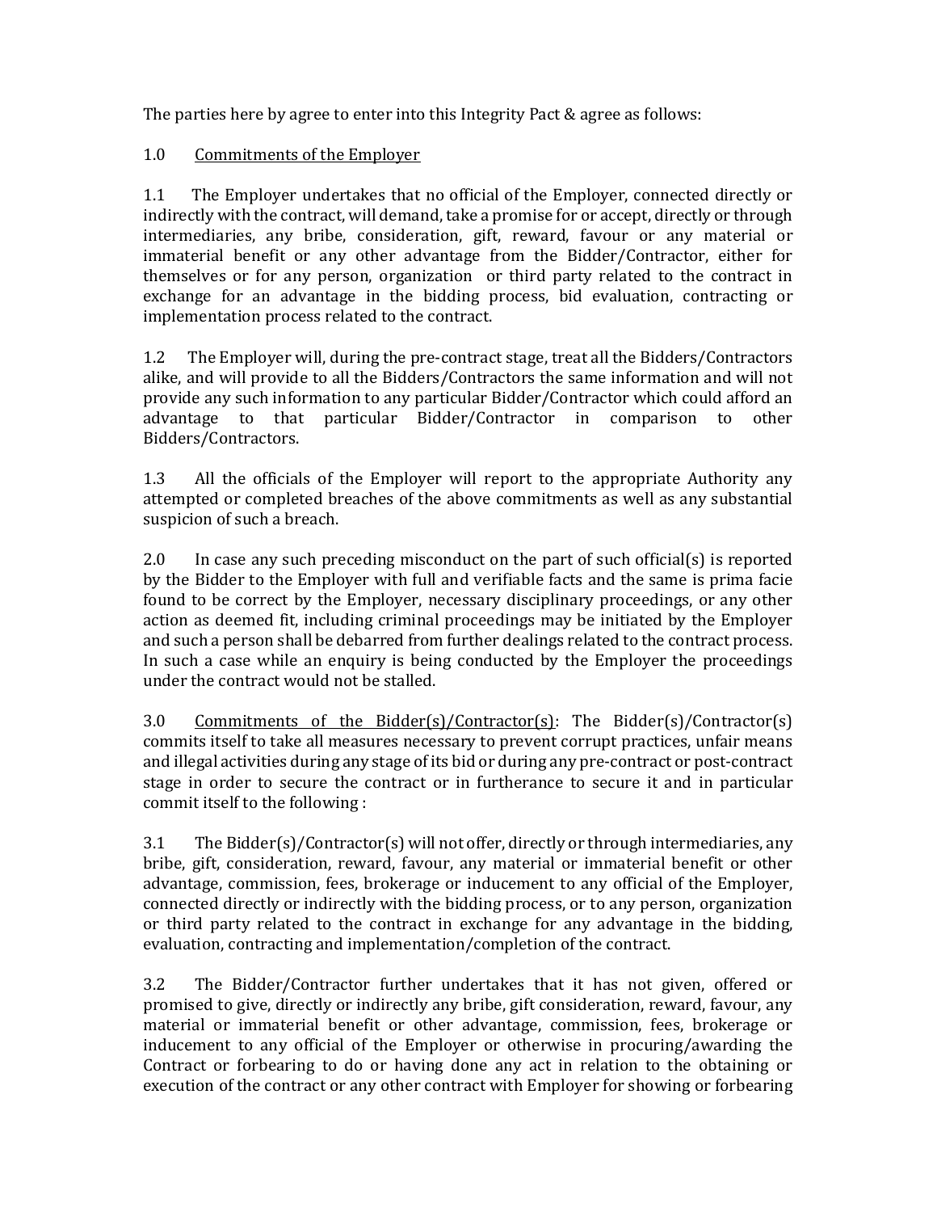The parties here by agree to enter into this Integrity Pact & agree as follows:

1.0 <u>Commitments of the Employer</u>

1.1 The Employer undertakes that no official of the Employer, connected directly or indirectly with the contract, will demand, take a promise for or accept, directly or through intermediaries, any bribe, consideration, gift, reward, favour or any material or immaterial benefit or any other advantage from the Bidder/Contractor, either for themselves or for any person, organization or third party related to the contract in exchange for an advantage in the bidding process, bid evaluation, contracting or implementation process related to the contract.

1.2 The Employer will, during the pre-contract stage, treat all the Bidders/Contractors alike, and will provide to all the Bidders/Contractors the same information and will not provide any such information to any particular Bidder/Contractor which could afford an advantage to that particular Bidder/Contractor in comparison to other Bidders/Contractors.

1.3 All the officials of the Employer will report to the appropriate Authority any attempted or completed breaches of the above commitments as well as any substantial suspicion of such a breach.

2.0 In case any such preceding misconduct on the part of such official(s) is reported by the Bidder to the Employer with full and verifiable facts and the same is prima facie found to be correct by the Employer, necessary disciplinary proceedings, or any other action as deemed fit, including criminal proceedings may be initiated by the Employer and such a person shall be debarred from further dealings related to the contract process. In such a case while an enquiry is being conducted by the Employer the proceedings under the contract would not be stalled.

3.0 <u>Commitments of the Bidder(s)/Contractor(s)</u>: The Bidder(s)/Contractor(s) commits itself to take all measures necessary to prevent corrupt practices, unfair means and illegal activities during any stage of its bid or during any pre-contract or post-contract stage in order to secure the contract or in furtherance to secure it and in particular commit itself to the following :

3.1 The Bidder(s)/Contractor(s) will not offer, directly or through intermediaries, any bribe, gift, consideration, reward, favour, any material or immaterial benefit or other advantage, commission, fees, brokerage or inducement to any official of the Employer, connected directly or indirectly with the bidding process, or to any person, organization or third party related to the contract in exchange for any advantage in the bidding, evaluation, contracting and implementation/completion of the contract.

3.2 The Bidder/Contractor further undertakes that it has not given, offered or promised to give, directly or indirectly any bribe, gift consideration, reward, favour, any material or immaterial benefit or other advantage, commission, fees, brokerage or inducement to any official of the Employer or otherwise in procuring/awarding the Contract or forbearing to do or having done any act in relation to the obtaining or execution of the contract or any other contract with Employer for showing or forbearing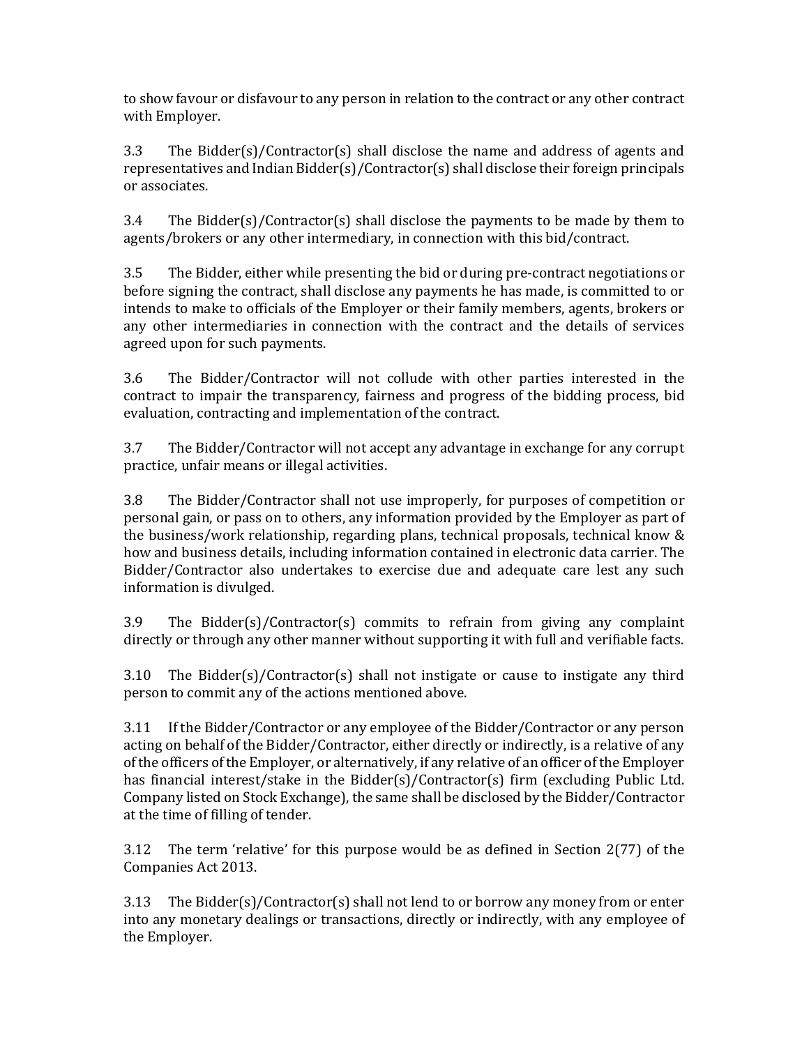to show favour or disfavour to any person in relation to the contract or any other contract with Employer.

3.3 The Bidder(s)/Contractor(s) shall disclose the name and address of agents and representatives and Indian Bidder(s)/Contractor(s) shall disclose their foreign principals or associates.

3.4 The Bidder(s)/Contractor(s) shall disclose the payments to be made by them to agents/brokers or any other intermediary, in connection with this bid/contract.

3.5 The Bidder, either while presenting the bid or during pre-contract negotiations or before signing the contract, shall disclose any payments he has made, is committed to or intends to make to officials of the Employer or their family members, agents, brokers or any other intermediaries in connection with the contract and the details of services agreed upon for such payments.

3.6 The Bidder/Contractor will not collude with other parties interested in the contract to impair the transparency, fairness and progress of the bidding process, bid evaluation, contracting and implementation of the contract.

3.7 The Bidder/Contractor will not accept any advantage in exchange for any corrupt practice, unfair means or illegal activities.

3.8 The Bidder/Contractor shall not use improperly, for purposes of competition or personal gain, or pass on to others, any information provided by the Employer as part of the business/work relationship, regarding plans, technical proposals, technical know & how and business details, including information contained in electronic data carrier. The Bidder/Contractor also undertakes to exercise due and adequate care lest any such information is divulged.

3.9 The Bidder(s)/Contractor(s) commits to refrain from giving any complaint directly or through any other manner without supporting it with full and verifiable facts.

3.10 The Bidder(s)/Contractor(s) shall not instigate or cause to instigate any third person to commit any of the actions mentioned above.

3.11 If the Bidder/Contractor or any employee of the Bidder/Contractor or any person acting on behalf of the Bidder/Contractor, either directly or indirectly, is a relative of any of the officers of the Employer, or alternatively, if any relative of an officer of the Employer has financial interest/stake in the Bidder(s)/Contractor(s) firm (excluding Public Ltd. Company listed on Stock Exchange), the same shall be disclosed by the Bidder/Contractor at the time of filling of tender.

3.12 The term 'relative' for this purpose would be as defined in Section 2(77) of the Companies Act 2013.

3.13 The Bidder(s)/Contractor(s) shall not lend to or borrow any money from or enter into any monetary dealings or transactions, directly or indirectly, with any employee of the Employer.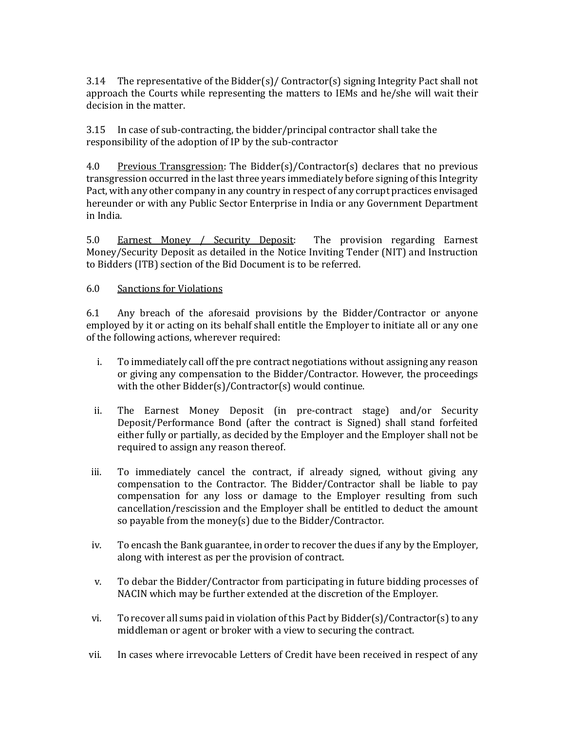3.14 The representative of the Bidder(s)/ Contractor(s) signing Integrity Pact shall not approach the Courts while representing the matters to IEMs and he/she will wait their decision in the matter.

3.15 In case of sub-contracting, the bidder/principal contractor shall take the responsibility of the adoption of IP by the sub-contractor

4.0 <u>Previous Transgression</u>: The Bidder(s)/Contractor(s) declares that no previous transgression occurred in the last three years immediately before signing of this Integrity Pact, with any other company in any country in respect of any corrupt practices envisaged hereunder or with any Public Sector Enterprise in India or any Government Department in India.

5.0 <u>Earnest Money / Security Deposit</u>: The provision regarding Earnest Money/Security Deposit as detailed in the Notice Inviting Tender (NIT) and Instruction to Bidders (ITB) section of the Bid Document is to be referred.

6.0 <u>Sanctions for Violations</u>

6.1 Any breach of the aforesaid provisions by the Bidder/Contractor or anyone employed by it or acting on its behalf shall entitle the Employer to initiate all or any one of the following actions, wherever required:

i. To immediately call off the pre contract negotiations without assigning any reason or giving any compensation to the Bidder/Contractor. However, the proceedings with the other Bidder(s)/Contractor(s) would continue.

ii. The Earnest Money Deposit (in pre-contract stage) and/or Security Deposit/Performance Bond (after the contract is Signed) shall stand forfeited either fully or partially, as decided by the Employer and the Employer shall not be required to assign any reason thereof.

iii. To immediately cancel the contract, if already signed, without giving any compensation to the Contractor. The Bidder/Contractor shall be liable to pay compensation for any loss or damage to the Employer resulting from such cancellation/rescission and the Employer shall be entitled to deduct the amount so payable from the money(s) due to the Bidder/Contractor.

iv. To encash the Bank guarantee, in order to recover the dues if any by the Employer, along with interest as per the provision of contract.

v. To debar the Bidder/Contractor from participating in future bidding processes of NACIN which may be further extended at the discretion of the Employer.

vi. To recover all sums paid in violation of this Pact by Bidder(s)/Contractor(s) to any middleman or agent or broker with a view to securing the contract.

vii. In cases where irrevocable Letters of Credit have been received in respect of any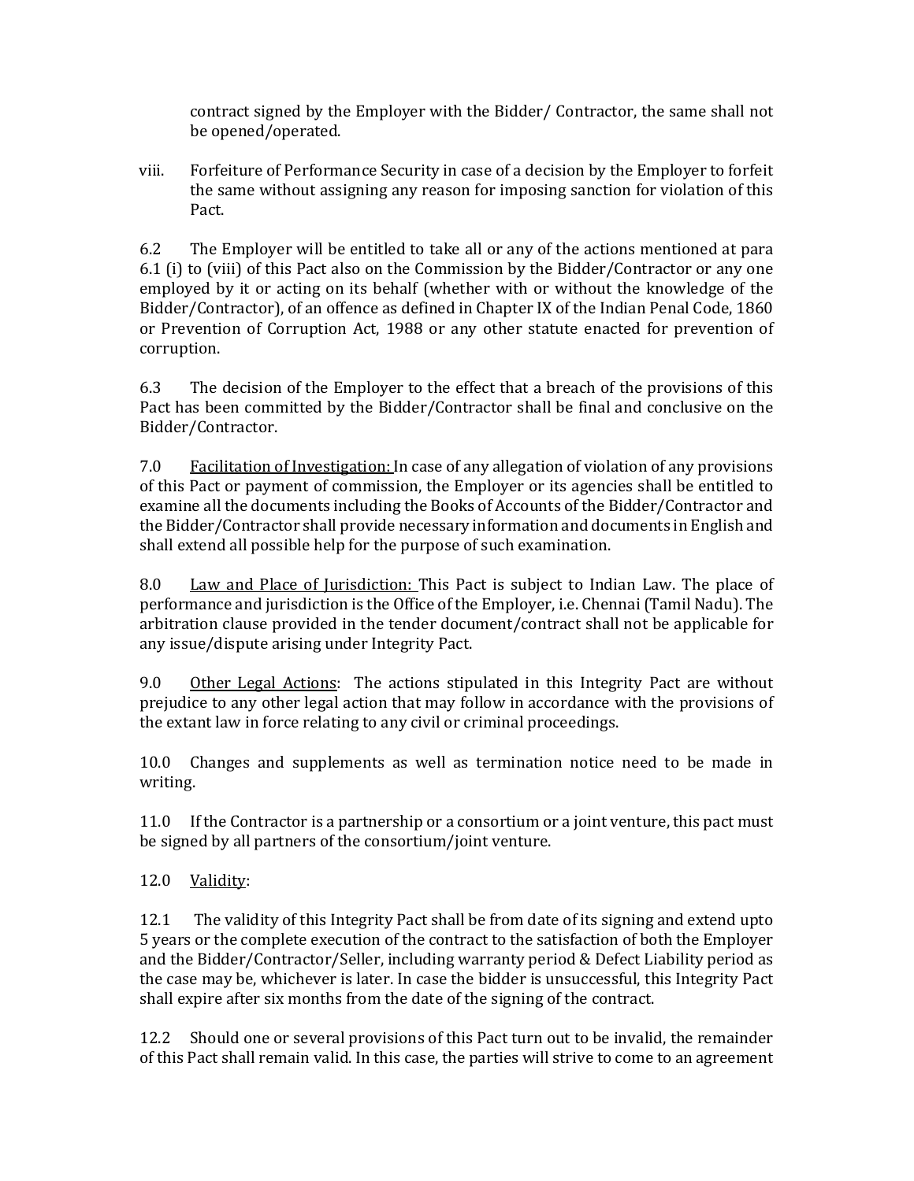contract signed by the Employer with the Bidder/ Contractor, the same shall not be opened/operated.

viii. Forfeiture of Performance Security in case of a decision by the Employer to forfeit the same without assigning any reason for imposing sanction for violation of this Pact.

6.2 The Employer will be entitled to take all or any of the actions mentioned at para 6.1 (i) to (viii) of this Pact also on the Commission by the Bidder/Contractor or any one employed by it or acting on its behalf (whether with or without the knowledge of the Bidder/Contractor), of an offence as defined in Chapter IX of the Indian Penal Code, 1860 or Prevention of Corruption Act, 1988 or any other statute enacted for prevention of corruption.

6.3 The decision of the Employer to the effect that a breach of the provisions of this Pact has been committed by the Bidder/Contractor shall be final and conclusive on the Bidder/Contractor.

7.0 Facilitation of Investigation: In case of any allegation of violation of any provisions of this Pact or payment of commission, the Employer or its agencies shall be entitled to examine all the documents including the Books of Accounts of the Bidder/Contractor and the Bidder/Contractor shall provide necessary information and documents in English and shall extend all possible help for the purpose of such examination.

8.0 Law and Place of Jurisdiction: This Pact is subject to Indian Law. The place of performance and jurisdiction is the Office of the Employer, i.e. Chennai (Tamil Nadu). The arbitration clause provided in the tender document/contract shall not be applicable for any issue/dispute arising under Integrity Pact.

9.0 Other Legal Actions: The actions stipulated in this Integrity Pact are without prejudice to any other legal action that may follow in accordance with the provisions of the extant law in force relating to any civil or criminal proceedings.

10.0 Changes and supplements as well as termination notice need to be made in writing.

11.0 If the Contractor is a partnership or a consortium or a joint venture, this pact must be signed by all partners of the consortium/joint venture.

12.0 Validity:

12.1 The validity of this Integrity Pact shall be from date of its signing and extend upto 5 years or the complete execution of the contract to the satisfaction of both the Employer and the Bidder/Contractor/Seller, including warranty period & Defect Liability period as the case may be, whichever is later. In case the bidder is unsuccessful, this Integrity Pact shall expire after six months from the date of the signing of the contract.

12.2 Should one or several provisions of this Pact turn out to be invalid, the remainder of this Pact shall remain valid. In this case, the parties will strive to come to an agreement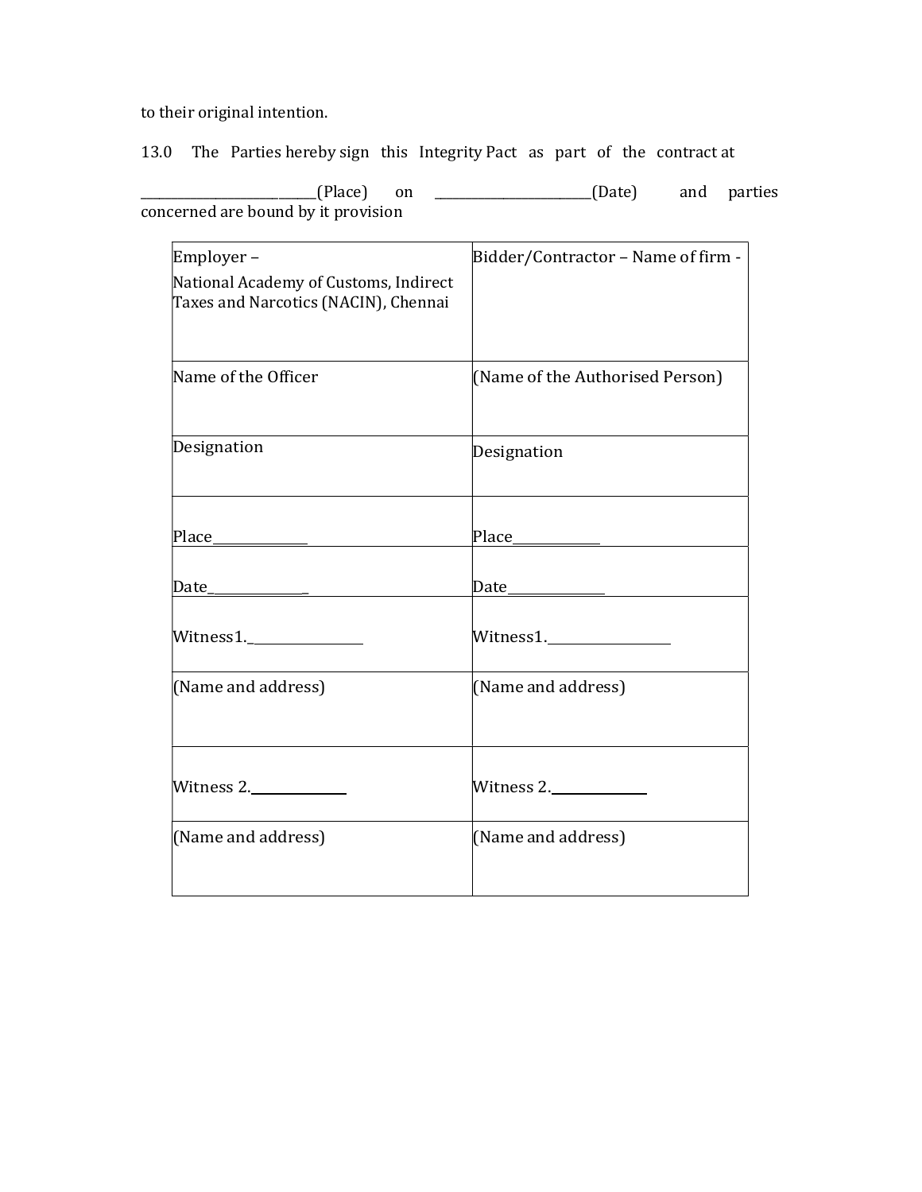to their original intention.

13.0 The Parties hereby sign this Integrity Pact as part of the contract at

_________________________(Place) on _______________________(Date) and parties concerned are bound by it provision

| | |
|---|---|
| Employer –<br>National Academy of Customs, Indirect Taxes and Narcotics (NACIN), Chennai | Bidder/Contractor – Name of firm - |
| Name of the Officer | (Name of the Authorised Person) |
| Designation | Designation |
| Place______________ | Place____________ |
| Date______________ | Date______________ |
| Witness1.________________ | Witness1.________________ |
| (Name and address) | (Name and address) |
| Witness 2.______________ | Witness 2.______________ |
| (Name and address) | (Name and address) |